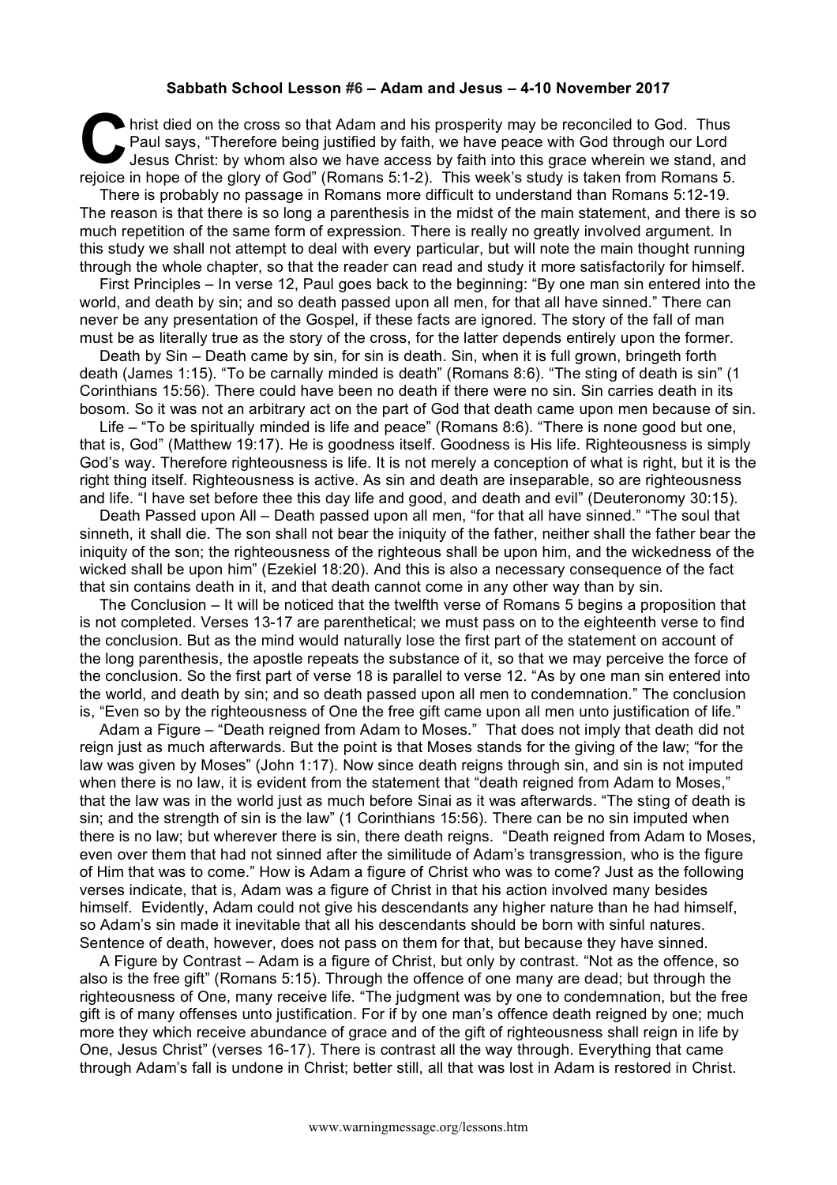**Sabbath School Lesson #6 – Adam and Jesus – 4-10 November 2017**

Christ died on the cross so that Adam and his prosperity may be reconciled to God. Thus Paul says, "Therefore being justified by faith, we have peace with God through our Lord Jesus Christ: by whom also we have access by faith into this grace wherein we stand, and rejoice in hope of the glory of God" (Romans 5:1-2). This week's study is taken from Romans 5.

There is probably no passage in Romans more difficult to understand than Romans 5:12-19. The reason is that there is so long a parenthesis in the midst of the main statement, and there is so much repetition of the same form of expression. There is really no greatly involved argument. In this study we shall not attempt to deal with every particular, but will note the main thought running through the whole chapter, so that the reader can read and study it more satisfactorily for himself.

First Principles – In verse 12, Paul goes back to the beginning: "By one man sin entered into the world, and death by sin; and so death passed upon all men, for that all have sinned." There can never be any presentation of the Gospel, if these facts are ignored. The story of the fall of man must be as literally true as the story of the cross, for the latter depends entirely upon the former.

Death by Sin – Death came by sin, for sin is death. Sin, when it is full grown, bringeth forth death (James 1:15). "To be carnally minded is death" (Romans 8:6). "The sting of death is sin" (1 Corinthians 15:56). There could have been no death if there were no sin. Sin carries death in its bosom. So it was not an arbitrary act on the part of God that death came upon men because of sin.

Life – "To be spiritually minded is life and peace" (Romans 8:6). "There is none good but one, that is, God" (Matthew 19:17). He is goodness itself. Goodness is His life. Righteousness is simply God's way. Therefore righteousness is life. It is not merely a conception of what is right, but it is the right thing itself. Righteousness is active. As sin and death are inseparable, so are righteousness and life. "I have set before thee this day life and good, and death and evil" (Deuteronomy 30:15).

Death Passed upon All – Death passed upon all men, "for that all have sinned." "The soul that sinneth, it shall die. The son shall not bear the iniquity of the father, neither shall the father bear the iniquity of the son; the righteousness of the righteous shall be upon him, and the wickedness of the wicked shall be upon him" (Ezekiel 18:20). And this is also a necessary consequence of the fact that sin contains death in it, and that death cannot come in any other way than by sin.

The Conclusion – It will be noticed that the twelfth verse of Romans 5 begins a proposition that is not completed. Verses 13-17 are parenthetical; we must pass on to the eighteenth verse to find the conclusion. But as the mind would naturally lose the first part of the statement on account of the long parenthesis, the apostle repeats the substance of it, so that we may perceive the force of the conclusion. So the first part of verse 18 is parallel to verse 12. "As by one man sin entered into the world, and death by sin; and so death passed upon all men to condemnation." The conclusion is, "Even so by the righteousness of One the free gift came upon all men unto justification of life."

Adam a Figure – "Death reigned from Adam to Moses." That does not imply that death did not reign just as much afterwards. But the point is that Moses stands for the giving of the law; "for the law was given by Moses" (John 1:17). Now since death reigns through sin, and sin is not imputed when there is no law, it is evident from the statement that "death reigned from Adam to Moses," that the law was in the world just as much before Sinai as it was afterwards. "The sting of death is sin; and the strength of sin is the law" (1 Corinthians 15:56). There can be no sin imputed when there is no law; but wherever there is sin, there death reigns. "Death reigned from Adam to Moses, even over them that had not sinned after the similitude of Adam's transgression, who is the figure of Him that was to come." How is Adam a figure of Christ who was to come? Just as the following verses indicate, that is, Adam was a figure of Christ in that his action involved many besides himself. Evidently, Adam could not give his descendants any higher nature than he had himself, so Adam's sin made it inevitable that all his descendants should be born with sinful natures. Sentence of death, however, does not pass on them for that, but because they have sinned.

A Figure by Contrast – Adam is a figure of Christ, but only by contrast. "Not as the offence, so also is the free gift" (Romans 5:15). Through the offence of one many are dead; but through the righteousness of One, many receive life. "The judgment was by one to condemnation, but the free gift is of many offenses unto justification. For if by one man's offence death reigned by one; much more they which receive abundance of grace and of the gift of righteousness shall reign in life by One, Jesus Christ" (verses 16-17). There is contrast all the way through. Everything that came through Adam's fall is undone in Christ; better still, all that was lost in Adam is restored in Christ.

www.warningmessage.org/lessons.htm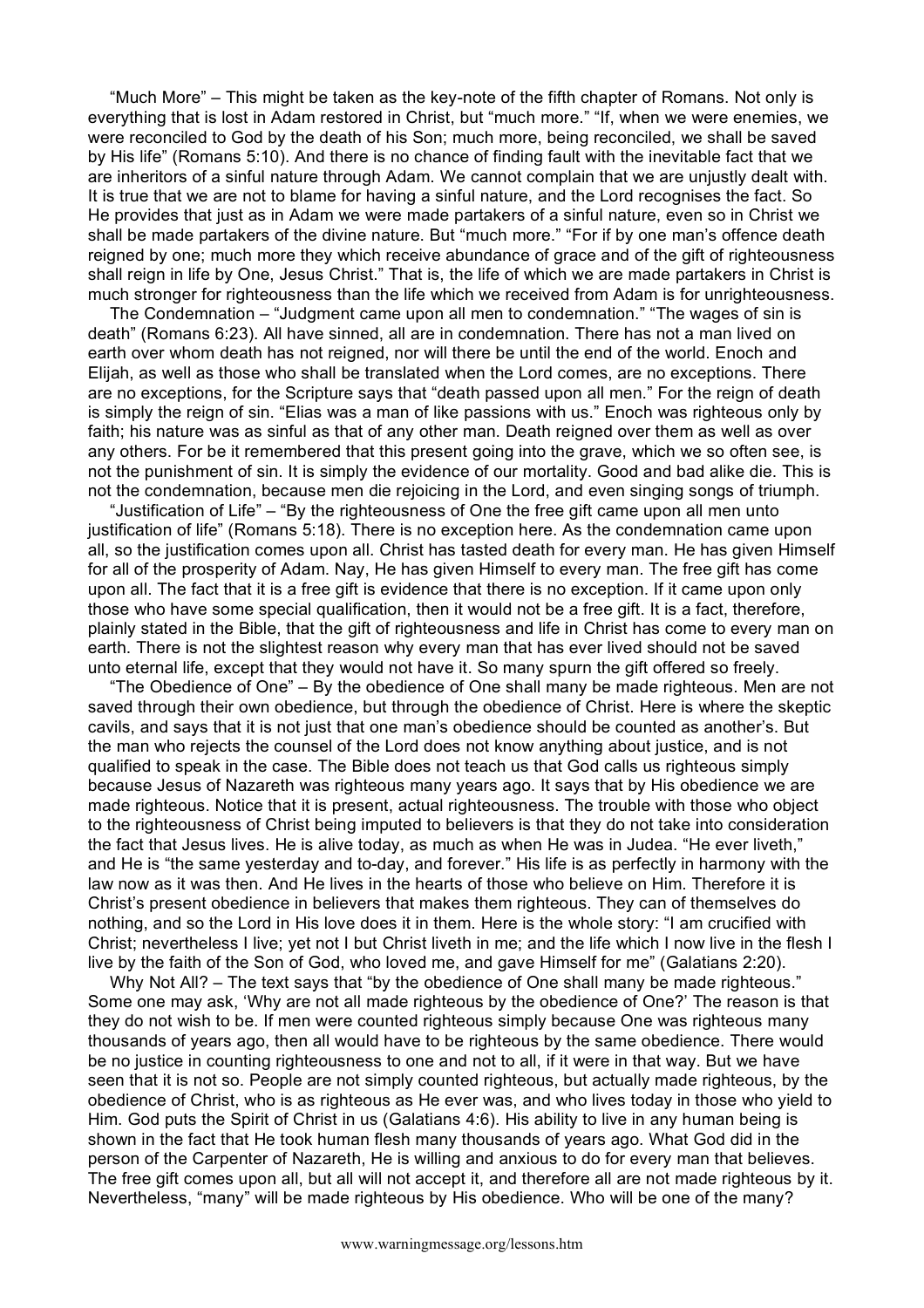"Much More" – This might be taken as the key-note of the fifth chapter of Romans. Not only is everything that is lost in Adam restored in Christ, but "much more." "If, when we were enemies, we were reconciled to God by the death of his Son; much more, being reconciled, we shall be saved by His life" (Romans 5:10). And there is no chance of finding fault with the inevitable fact that we are inheritors of a sinful nature through Adam. We cannot complain that we are unjustly dealt with. It is true that we are not to blame for having a sinful nature, and the Lord recognises the fact. So He provides that just as in Adam we were made partakers of a sinful nature, even so in Christ we shall be made partakers of the divine nature. But "much more." "For if by one man's offence death reigned by one; much more they which receive abundance of grace and of the gift of righteousness shall reign in life by One, Jesus Christ." That is, the life of which we are made partakers in Christ is much stronger for righteousness than the life which we received from Adam is for unrighteousness.

The Condemnation – "Judgment came upon all men to condemnation." "The wages of sin is death" (Romans 6:23). All have sinned, all are in condemnation. There has not a man lived on earth over whom death has not reigned, nor will there be until the end of the world. Enoch and Elijah, as well as those who shall be translated when the Lord comes, are no exceptions. There are no exceptions, for the Scripture says that "death passed upon all men." For the reign of death is simply the reign of sin. "Elias was a man of like passions with us." Enoch was righteous only by faith; his nature was as sinful as that of any other man. Death reigned over them as well as over any others. For be it remembered that this present going into the grave, which we so often see, is not the punishment of sin. It is simply the evidence of our mortality. Good and bad alike die. This is not the condemnation, because men die rejoicing in the Lord, and even singing songs of triumph.

"Justification of Life" – "By the righteousness of One the free gift came upon all men unto justification of life" (Romans 5:18). There is no exception here. As the condemnation came upon all, so the justification comes upon all. Christ has tasted death for every man. He has given Himself for all of the prosperity of Adam. Nay, He has given Himself to every man. The free gift has come upon all. The fact that it is a free gift is evidence that there is no exception. If it came upon only those who have some special qualification, then it would not be a free gift. It is a fact, therefore, plainly stated in the Bible, that the gift of righteousness and life in Christ has come to every man on earth. There is not the slightest reason why every man that has ever lived should not be saved unto eternal life, except that they would not have it. So many spurn the gift offered so freely.

"The Obedience of One" – By the obedience of One shall many be made righteous. Men are not saved through their own obedience, but through the obedience of Christ. Here is where the skeptic cavils, and says that it is not just that one man's obedience should be counted as another's. But the man who rejects the counsel of the Lord does not know anything about justice, and is not qualified to speak in the case. The Bible does not teach us that God calls us righteous simply because Jesus of Nazareth was righteous many years ago. It says that by His obedience we are made righteous. Notice that it is present, actual righteousness. The trouble with those who object to the righteousness of Christ being imputed to believers is that they do not take into consideration the fact that Jesus lives. He is alive today, as much as when He was in Judea. "He ever liveth," and He is "the same yesterday and to-day, and forever." His life is as perfectly in harmony with the law now as it was then. And He lives in the hearts of those who believe on Him. Therefore it is Christ's present obedience in believers that makes them righteous. They can of themselves do nothing, and so the Lord in His love does it in them. Here is the whole story: "I am crucified with Christ; nevertheless I live; yet not I but Christ liveth in me; and the life which I now live in the flesh I live by the faith of the Son of God, who loved me, and gave Himself for me" (Galatians 2:20).

Why Not All? – The text says that "by the obedience of One shall many be made righteous." Some one may ask, 'Why are not all made righteous by the obedience of One?' The reason is that they do not wish to be. If men were counted righteous simply because One was righteous many thousands of years ago, then all would have to be righteous by the same obedience. There would be no justice in counting righteousness to one and not to all, if it were in that way. But we have seen that it is not so. People are not simply counted righteous, but actually made righteous, by the obedience of Christ, who is as righteous as He ever was, and who lives today in those who yield to Him. God puts the Spirit of Christ in us (Galatians 4:6). His ability to live in any human being is shown in the fact that He took human flesh many thousands of years ago. What God did in the person of the Carpenter of Nazareth, He is willing and anxious to do for every man that believes. The free gift comes upon all, but all will not accept it, and therefore all are not made righteous by it. Nevertheless, "many" will be made righteous by His obedience. Who will be one of the many?

www.warningmessage.org/lessons.htm